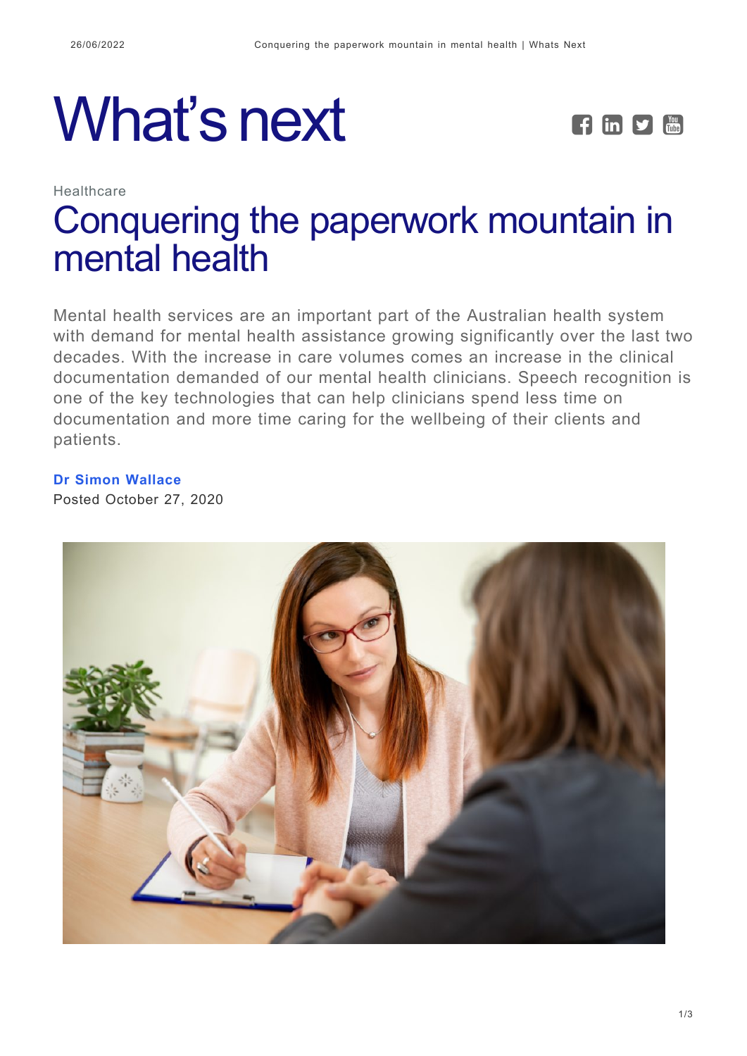# What's next

Healthcare

## Conquering the paperwork mountain in mental health

Mental health services are an important part of the Australian health system with demand for mental health assistance growing significantly over the last two decades. With the increase in care volumes comes an increase in the clinical documentation demanded of our mental health clinicians. Speech recognition is one of the key technologies that can help clinicians spend less time on documentation and more time caring for the wellbeing of their clients and patients.

**Dr Simon Wallace**

Posted October 27, 2020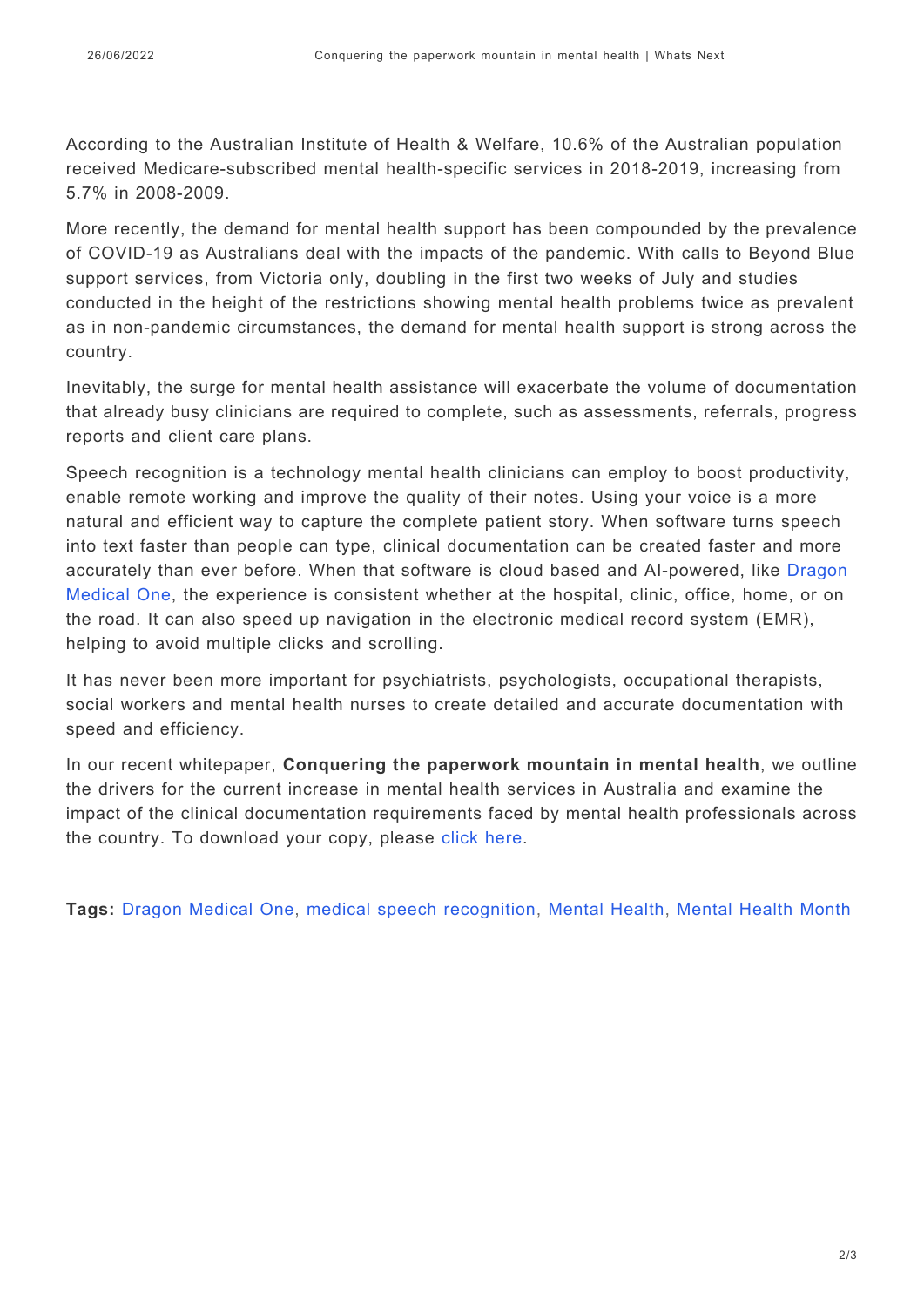According to the Australian Institute of Health & Welfare, 10.6% of the Australian population received Medicare-subscribed mental health-specific services in 2018-2019, increasing from 5.7% in 2008-2009.

More recently, the demand for mental health support has been compounded by the prevalence of COVID-19 as Australians deal with the impacts of the pandemic. With calls to Beyond Blue support services, from Victoria only, doubling in the first two weeks of July and studies conducted in the height of the restrictions showing mental health problems twice as prevalent as in non-pandemic circumstances, the demand for mental health support is strong across the country.

Inevitably, the surge for mental health assistance will exacerbate the volume of documentation that already busy clinicians are required to complete, such as assessments, referrals, progress reports and client care plans.

Speech recognition is a technology mental health clinicians can employ to boost productivity, enable remote working and improve the quality of their notes. Using your voice is a more natural and efficient way to capture the complete patient story. When software turns speech into text faster than people can type, clinical documentation can be created faster and more accurately than ever before. When that software is cloud based and AI-powered, like Dragon Medical One, the experience is consistent whether at the hospital, clinic, office, home, or on the road. It can also speed up navigation in the electronic medical record system (EMR), helping to avoid multiple clicks and scrolling.

It has never been more important for psychiatrists, psychologists, occupational therapists, social workers and mental health nurses to create detailed and accurate documentation with speed and efficiency.

In our recent whitepaper, **Conquering the paperwork mountain in mental health**, we outline the drivers for the current increase in mental health services in Australia and examine the impact of the clinical documentation requirements faced by mental health professionals across the country. To download your copy, please click here.

**Tags:** Dragon Medical One, medical speech recognition, Mental Health, Mental Health Month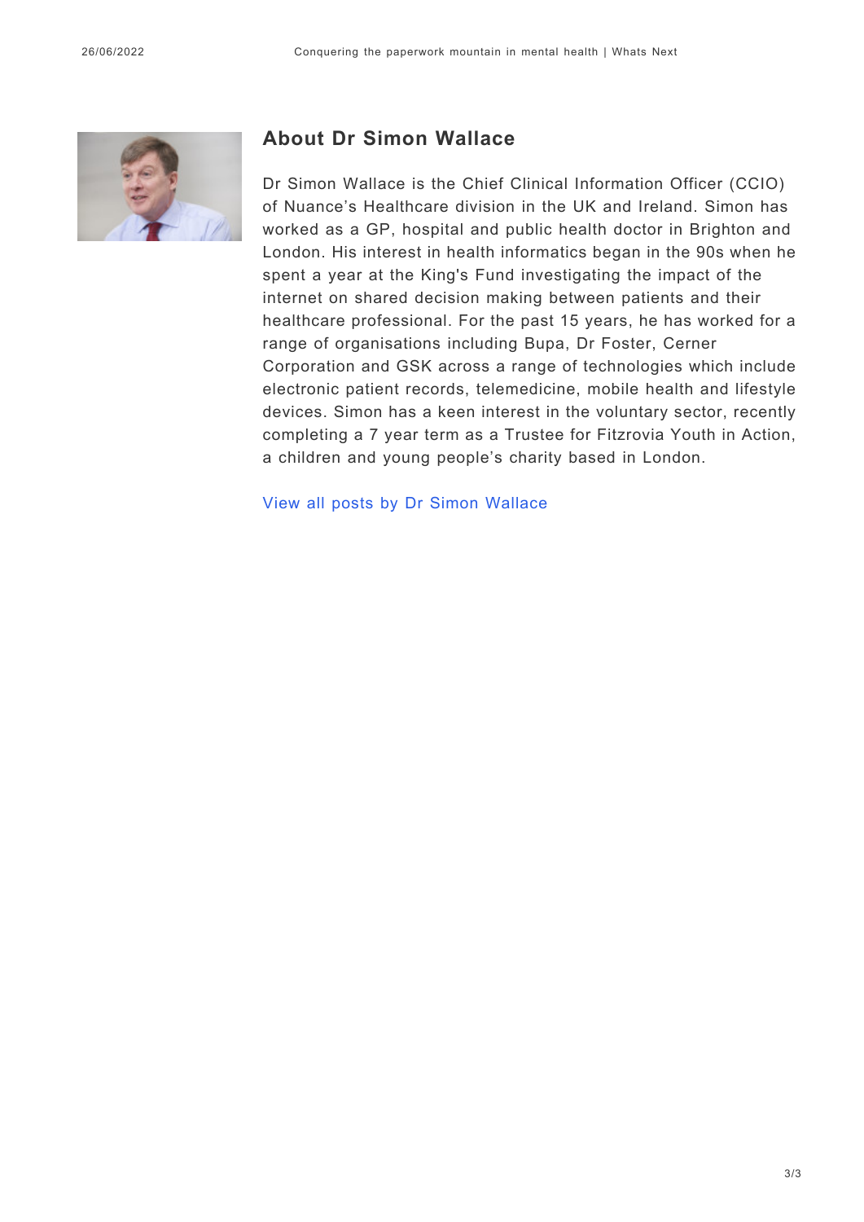## About Dr Simon Wallace

Dr Simon Wallace is the Chief Clinical Information Officer (CCIO) of Nuance's Healthcare division in the UK and Ireland. Simon has worked as a GP, hospital and public health doctor in Brighton and London. His interest in health informatics began in the 90s when he spent a year at the King's Fund investigating the impact of the internet on shared decision making between patients and their healthcare professional. For the past 15 years, he has worked for a range of organisations including Bupa, Dr Foster, Cerner Corporation and GSK across a range of technologies which include electronic patient records, telemedicine, mobile health and lifestyle devices. Simon has a keen interest in the voluntary sector, recently completing a 7 year term as a Trustee for Fitzrovia Youth in Action, a children and young people's charity based in London.

View all posts by Dr Simon Wallace